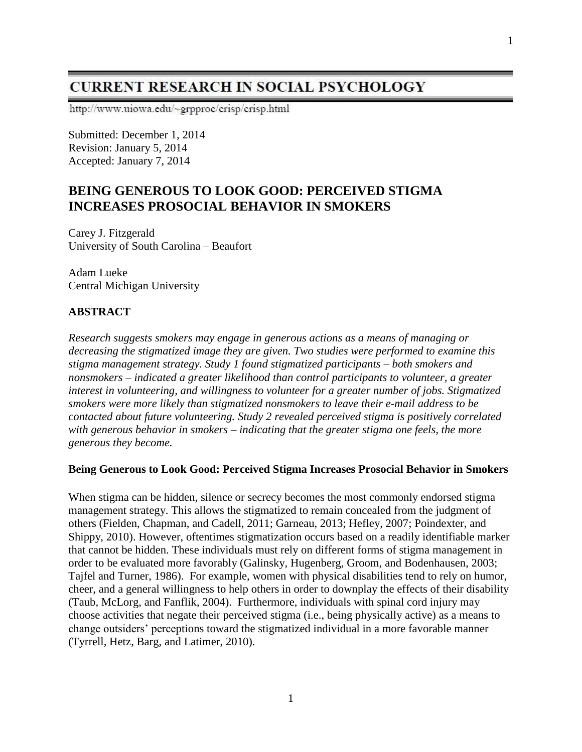# CURRENT RESEARCH IN SOCIAL PSYCHOLOGY

http://www.uiowa.edu/~grpproc/crisp/crisp.html

Submitted: December 1, 2014
Revision: January 5, 2014
Accepted: January 7, 2014

## BEING GENEROUS TO LOOK GOOD: PERCEIVED STIGMA INCREASES PROSOCIAL BEHAVIOR IN SMOKERS

Carey J. Fitzgerald
University of South Carolina – Beaufort

Adam Lueke
Central Michigan University

### ABSTRACT

*Research suggests smokers may engage in generous actions as a means of managing or decreasing the stigmatized image they are given. Two studies were performed to examine this stigma management strategy. Study 1 found stigmatized participants – both smokers and nonsmokers – indicated a greater likelihood than control participants to volunteer, a greater interest in volunteering, and willingness to volunteer for a greater number of jobs. Stigmatized smokers were more likely than stigmatized nonsmokers to leave their e-mail address to be contacted about future volunteering. Study 2 revealed perceived stigma is positively correlated with generous behavior in smokers – indicating that the greater stigma one feels, the more generous they become.*

### Being Generous to Look Good: Perceived Stigma Increases Prosocial Behavior in Smokers

When stigma can be hidden, silence or secrecy becomes the most commonly endorsed stigma management strategy. This allows the stigmatized to remain concealed from the judgment of others (Fielden, Chapman, and Cadell, 2011; Garneau, 2013; Hefley, 2007; Poindexter, and Shippy, 2010). However, oftentimes stigmatization occurs based on a readily identifiable marker that cannot be hidden. These individuals must rely on different forms of stigma management in order to be evaluated more favorably (Galinsky, Hugenberg, Groom, and Bodenhausen, 2003; Tajfel and Turner, 1986). For example, women with physical disabilities tend to rely on humor, cheer, and a general willingness to help others in order to downplay the effects of their disability (Taub, McLorg, and Fanflik, 2004). Furthermore, individuals with spinal cord injury may choose activities that negate their perceived stigma (i.e., being physically active) as a means to change outsiders' perceptions toward the stigmatized individual in a more favorable manner (Tyrrell, Hetz, Barg, and Latimer, 2010).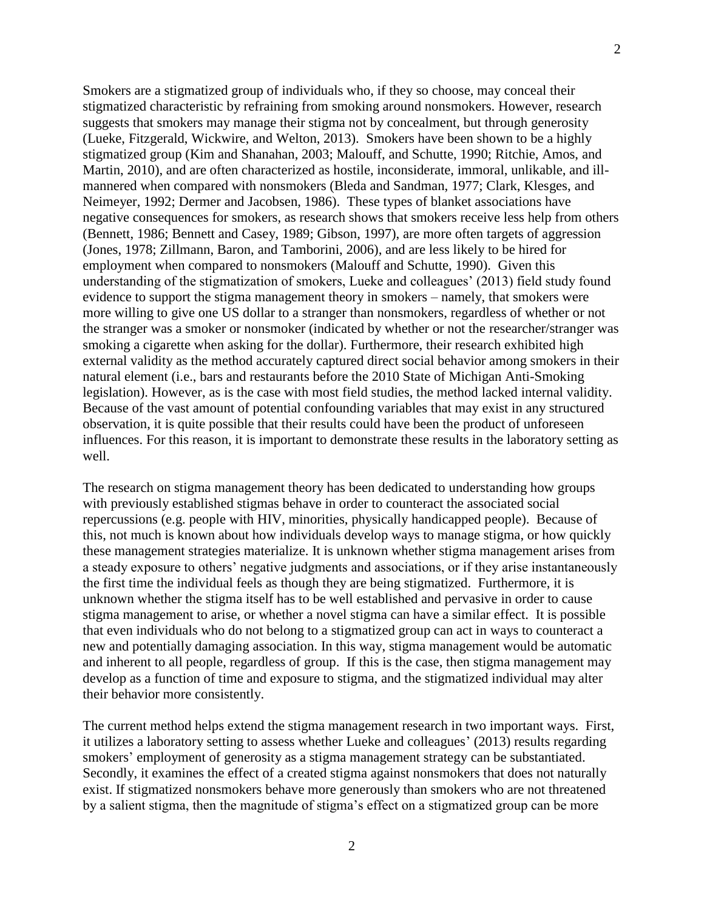Smokers are a stigmatized group of individuals who, if they so choose, may conceal their stigmatized characteristic by refraining from smoking around nonsmokers. However, research suggests that smokers may manage their stigma not by concealment, but through generosity (Lueke, Fitzgerald, Wickwire, and Welton, 2013). Smokers have been shown to be a highly stigmatized group (Kim and Shanahan, 2003; Malouff, and Schutte, 1990; Ritchie, Amos, and Martin, 2010), and are often characterized as hostile, inconsiderate, immoral, unlikable, and ill-mannered when compared with nonsmokers (Bleda and Sandman, 1977; Clark, Klesges, and Neimeyer, 1992; Dermer and Jacobsen, 1986). These types of blanket associations have negative consequences for smokers, as research shows that smokers receive less help from others (Bennett, 1986; Bennett and Casey, 1989; Gibson, 1997), are more often targets of aggression (Jones, 1978; Zillmann, Baron, and Tamborini, 2006), and are less likely to be hired for employment when compared to nonsmokers (Malouff and Schutte, 1990). Given this understanding of the stigmatization of smokers, Lueke and colleagues' (2013) field study found evidence to support the stigma management theory in smokers – namely, that smokers were more willing to give one US dollar to a stranger than nonsmokers, regardless of whether or not the stranger was a smoker or nonsmoker (indicated by whether or not the researcher/stranger was smoking a cigarette when asking for the dollar). Furthermore, their research exhibited high external validity as the method accurately captured direct social behavior among smokers in their natural element (i.e., bars and restaurants before the 2010 State of Michigan Anti-Smoking legislation). However, as is the case with most field studies, the method lacked internal validity. Because of the vast amount of potential confounding variables that may exist in any structured observation, it is quite possible that their results could have been the product of unforeseen influences. For this reason, it is important to demonstrate these results in the laboratory setting as well.

The research on stigma management theory has been dedicated to understanding how groups with previously established stigmas behave in order to counteract the associated social repercussions (e.g. people with HIV, minorities, physically handicapped people). Because of this, not much is known about how individuals develop ways to manage stigma, or how quickly these management strategies materialize. It is unknown whether stigma management arises from a steady exposure to others' negative judgments and associations, or if they arise instantaneously the first time the individual feels as though they are being stigmatized. Furthermore, it is unknown whether the stigma itself has to be well established and pervasive in order to cause stigma management to arise, or whether a novel stigma can have a similar effect. It is possible that even individuals who do not belong to a stigmatized group can act in ways to counteract a new and potentially damaging association. In this way, stigma management would be automatic and inherent to all people, regardless of group. If this is the case, then stigma management may develop as a function of time and exposure to stigma, and the stigmatized individual may alter their behavior more consistently.

The current method helps extend the stigma management research in two important ways. First, it utilizes a laboratory setting to assess whether Lueke and colleagues' (2013) results regarding smokers' employment of generosity as a stigma management strategy can be substantiated. Secondly, it examines the effect of a created stigma against nonsmokers that does not naturally exist. If stigmatized nonsmokers behave more generously than smokers who are not threatened by a salient stigma, then the magnitude of stigma's effect on a stigmatized group can be more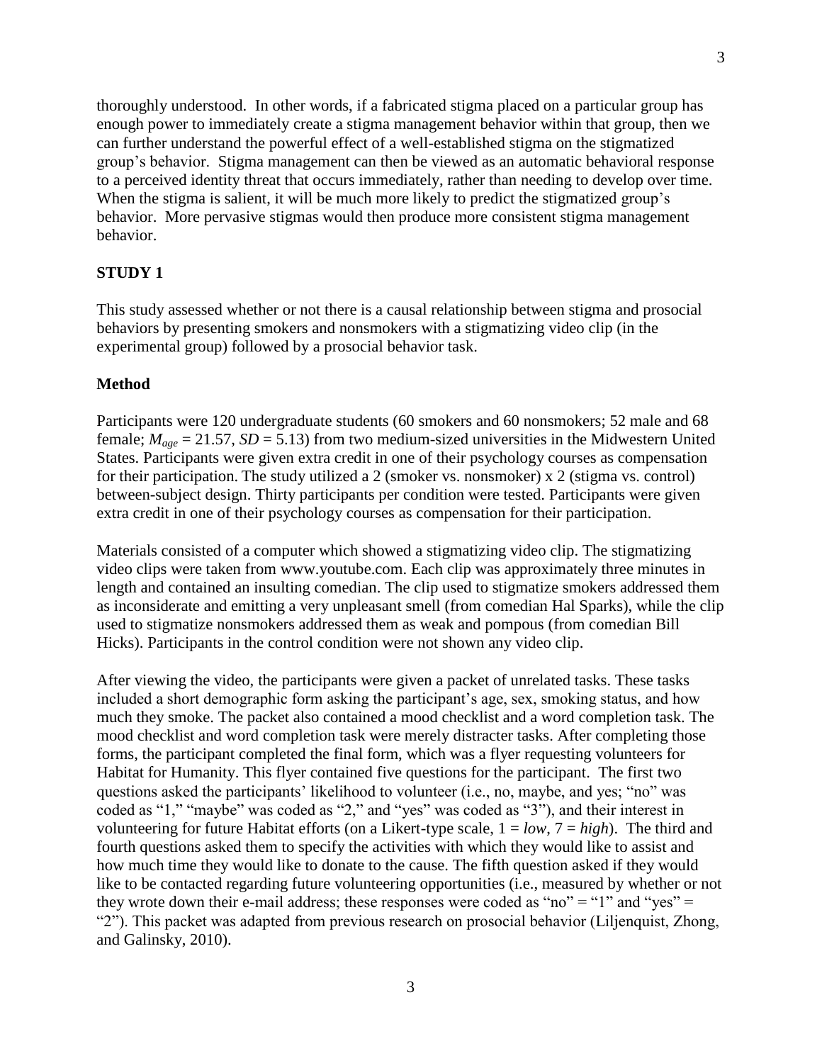thoroughly understood. In other words, if a fabricated stigma placed on a particular group has enough power to immediately create a stigma management behavior within that group, then we can further understand the powerful effect of a well-established stigma on the stigmatized group's behavior. Stigma management can then be viewed as an automatic behavioral response to a perceived identity threat that occurs immediately, rather than needing to develop over time. When the stigma is salient, it will be much more likely to predict the stigmatized group's behavior. More pervasive stigmas would then produce more consistent stigma management behavior.

## STUDY 1

This study assessed whether or not there is a causal relationship between stigma and prosocial behaviors by presenting smokers and nonsmokers with a stigmatizing video clip (in the experimental group) followed by a prosocial behavior task.

### Method

Participants were 120 undergraduate students (60 smokers and 60 nonsmokers; 52 male and 68 female; $M_{age} = 21.57$, $SD = 5.13$) from two medium-sized universities in the Midwestern United States. Participants were given extra credit in one of their psychology courses as compensation for their participation. The study utilized a 2 (smoker vs. nonsmoker) x 2 (stigma vs. control) between-subject design. Thirty participants per condition were tested. Participants were given extra credit in one of their psychology courses as compensation for their participation.

Materials consisted of a computer which showed a stigmatizing video clip. The stigmatizing video clips were taken from www.youtube.com. Each clip was approximately three minutes in length and contained an insulting comedian. The clip used to stigmatize smokers addressed them as inconsiderate and emitting a very unpleasant smell (from comedian Hal Sparks), while the clip used to stigmatize nonsmokers addressed them as weak and pompous (from comedian Bill Hicks). Participants in the control condition were not shown any video clip.

After viewing the video, the participants were given a packet of unrelated tasks. These tasks included a short demographic form asking the participant's age, sex, smoking status, and how much they smoke. The packet also contained a mood checklist and a word completion task. The mood checklist and word completion task were merely distracter tasks. After completing those forms, the participant completed the final form, which was a flyer requesting volunteers for Habitat for Humanity. This flyer contained five questions for the participant. The first two questions asked the participants' likelihood to volunteer (i.e., no, maybe, and yes; "no" was coded as "1," "maybe" was coded as "2," and "yes" was coded as "3"), and their interest in volunteering for future Habitat efforts (on a Likert-type scale, 1 = *low*, 7 = *high*). The third and fourth questions asked them to specify the activities with which they would like to assist and how much time they would like to donate to the cause. The fifth question asked if they would like to be contacted regarding future volunteering opportunities (i.e., measured by whether or not they wrote down their e-mail address; these responses were coded as "no" = "1" and "yes" = "2"). This packet was adapted from previous research on prosocial behavior (Liljenquist, Zhong, and Galinsky, 2010).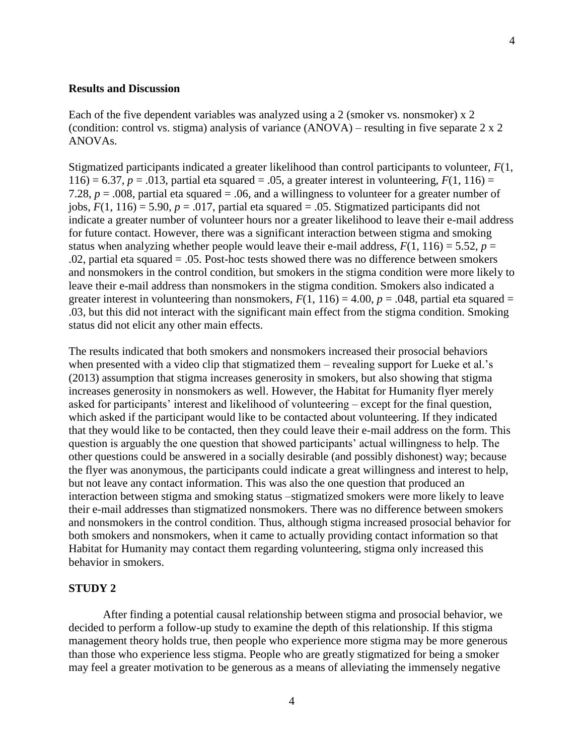### Results and Discussion

Each of the five dependent variables was analyzed using a 2 (smoker vs. nonsmoker) x 2 (condition: control vs. stigma) analysis of variance (ANOVA) – resulting in five separate 2 x 2 ANOVAs.

Stigmatized participants indicated a greater likelihood than control participants to volunteer, $F(1, 116) = 6.37$, $p = .013$, partial eta squared = .05, a greater interest in volunteering, $F(1, 116) = 7.28$, $p = .008$, partial eta squared = .06, and a willingness to volunteer for a greater number of jobs, $F(1, 116) = 5.90$, $p = .017$, partial eta squared = .05. Stigmatized participants did not indicate a greater number of volunteer hours nor a greater likelihood to leave their e-mail address for future contact. However, there was a significant interaction between stigma and smoking status when analyzing whether people would leave their e-mail address, $F(1, 116) = 5.52$, $p = .02$, partial eta squared = .05. Post-hoc tests showed there was no difference between smokers and nonsmokers in the control condition, but smokers in the stigma condition were more likely to leave their e-mail address than nonsmokers in the stigma condition. Smokers also indicated a greater interest in volunteering than nonsmokers, $F(1, 116) = 4.00$, $p = .048$, partial eta squared = .03, but this did not interact with the significant main effect from the stigma condition. Smoking status did not elicit any other main effects.

The results indicated that both smokers and nonsmokers increased their prosocial behaviors when presented with a video clip that stigmatized them – revealing support for Lueke et al.'s (2013) assumption that stigma increases generosity in smokers, but also showing that stigma increases generosity in nonsmokers as well. However, the Habitat for Humanity flyer merely asked for participants' interest and likelihood of volunteering – except for the final question, which asked if the participant would like to be contacted about volunteering. If they indicated that they would like to be contacted, then they could leave their e-mail address on the form. This question is arguably the one question that showed participants' actual willingness to help. The other questions could be answered in a socially desirable (and possibly dishonest) way; because the flyer was anonymous, the participants could indicate a great willingness and interest to help, but not leave any contact information. This was also the one question that produced an interaction between stigma and smoking status –stigmatized smokers were more likely to leave their e-mail addresses than stigmatized nonsmokers. There was no difference between smokers and nonsmokers in the control condition. Thus, although stigma increased prosocial behavior for both smokers and nonsmokers, when it came to actually providing contact information so that Habitat for Humanity may contact them regarding volunteering, stigma only increased this behavior in smokers.

## STUDY 2

After finding a potential causal relationship between stigma and prosocial behavior, we decided to perform a follow-up study to examine the depth of this relationship. If this stigma management theory holds true, then people who experience more stigma may be more generous than those who experience less stigma. People who are greatly stigmatized for being a smoker may feel a greater motivation to be generous as a means of alleviating the immensely negative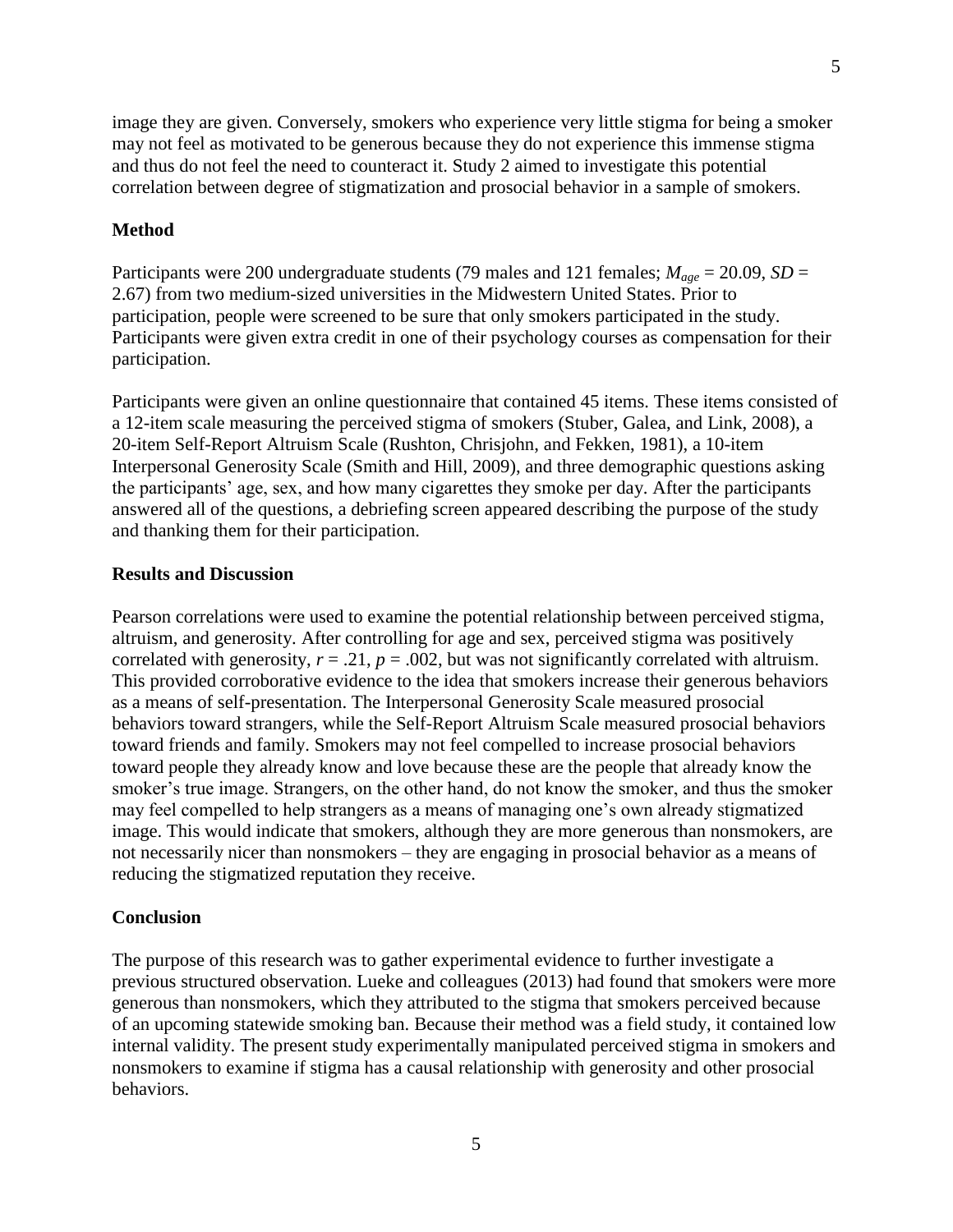image they are given. Conversely, smokers who experience very little stigma for being a smoker may not feel as motivated to be generous because they do not experience this immense stigma and thus do not feel the need to counteract it. Study 2 aimed to investigate this potential correlation between degree of stigmatization and prosocial behavior in a sample of smokers.

### Method

Participants were 200 undergraduate students (79 males and 121 females; $M_{age} = 20.09$, $SD = 2.67$) from two medium-sized universities in the Midwestern United States. Prior to participation, people were screened to be sure that only smokers participated in the study. Participants were given extra credit in one of their psychology courses as compensation for their participation.

Participants were given an online questionnaire that contained 45 items. These items consisted of a 12-item scale measuring the perceived stigma of smokers (Stuber, Galea, and Link, 2008), a 20-item Self-Report Altruism Scale (Rushton, Chrisjohn, and Fekken, 1981), a 10-item Interpersonal Generosity Scale (Smith and Hill, 2009), and three demographic questions asking the participants' age, sex, and how many cigarettes they smoke per day. After the participants answered all of the questions, a debriefing screen appeared describing the purpose of the study and thanking them for their participation.

### Results and Discussion

Pearson correlations were used to examine the potential relationship between perceived stigma, altruism, and generosity. After controlling for age and sex, perceived stigma was positively correlated with generosity, $r = .21$, $p = .002$, but was not significantly correlated with altruism. This provided corroborative evidence to the idea that smokers increase their generous behaviors as a means of self-presentation. The Interpersonal Generosity Scale measured prosocial behaviors toward strangers, while the Self-Report Altruism Scale measured prosocial behaviors toward friends and family. Smokers may not feel compelled to increase prosocial behaviors toward people they already know and love because these are the people that already know the smoker's true image. Strangers, on the other hand, do not know the smoker, and thus the smoker may feel compelled to help strangers as a means of managing one's own already stigmatized image. This would indicate that smokers, although they are more generous than nonsmokers, are not necessarily nicer than nonsmokers – they are engaging in prosocial behavior as a means of reducing the stigmatized reputation they receive.

### Conclusion

The purpose of this research was to gather experimental evidence to further investigate a previous structured observation. Lueke and colleagues (2013) had found that smokers were more generous than nonsmokers, which they attributed to the stigma that smokers perceived because of an upcoming statewide smoking ban. Because their method was a field study, it contained low internal validity. The present study experimentally manipulated perceived stigma in smokers and nonsmokers to examine if stigma has a causal relationship with generosity and other prosocial behaviors.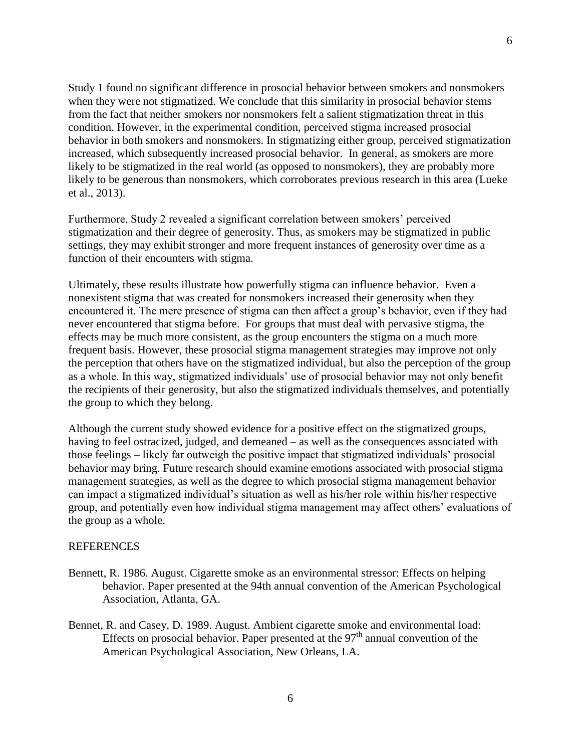Study 1 found no significant difference in prosocial behavior between smokers and nonsmokers when they were not stigmatized. We conclude that this similarity in prosocial behavior stems from the fact that neither smokers nor nonsmokers felt a salient stigmatization threat in this condition. However, in the experimental condition, perceived stigma increased prosocial behavior in both smokers and nonsmokers. In stigmatizing either group, perceived stigmatization increased, which subsequently increased prosocial behavior. In general, as smokers are more likely to be stigmatized in the real world (as opposed to nonsmokers), they are probably more likely to be generous than nonsmokers, which corroborates previous research in this area (Lueke et al., 2013).

Furthermore, Study 2 revealed a significant correlation between smokers' perceived stigmatization and their degree of generosity. Thus, as smokers may be stigmatized in public settings, they may exhibit stronger and more frequent instances of generosity over time as a function of their encounters with stigma.

Ultimately, these results illustrate how powerfully stigma can influence behavior. Even a nonexistent stigma that was created for nonsmokers increased their generosity when they encountered it. The mere presence of stigma can then affect a group's behavior, even if they had never encountered that stigma before. For groups that must deal with pervasive stigma, the effects may be much more consistent, as the group encounters the stigma on a much more frequent basis. However, these prosocial stigma management strategies may improve not only the perception that others have on the stigmatized individual, but also the perception of the group as a whole. In this way, stigmatized individuals' use of prosocial behavior may not only benefit the recipients of their generosity, but also the stigmatized individuals themselves, and potentially the group to which they belong.

Although the current study showed evidence for a positive effect on the stigmatized groups, having to feel ostracized, judged, and demeaned – as well as the consequences associated with those feelings – likely far outweigh the positive impact that stigmatized individuals' prosocial behavior may bring. Future research should examine emotions associated with prosocial stigma management strategies, as well as the degree to which prosocial stigma management behavior can impact a stigmatized individual's situation as well as his/her role within his/her respective group, and potentially even how individual stigma management may affect others' evaluations of the group as a whole.

## REFERENCES

Bennett, R. 1986. August. Cigarette smoke as an environmental stressor: Effects on helping behavior. Paper presented at the 94th annual convention of the American Psychological Association, Atlanta, GA.

Bennet, R. and Casey, D. 1989. August. Ambient cigarette smoke and environmental load: Effects on prosocial behavior. Paper presented at the 97th annual convention of the American Psychological Association, New Orleans, LA.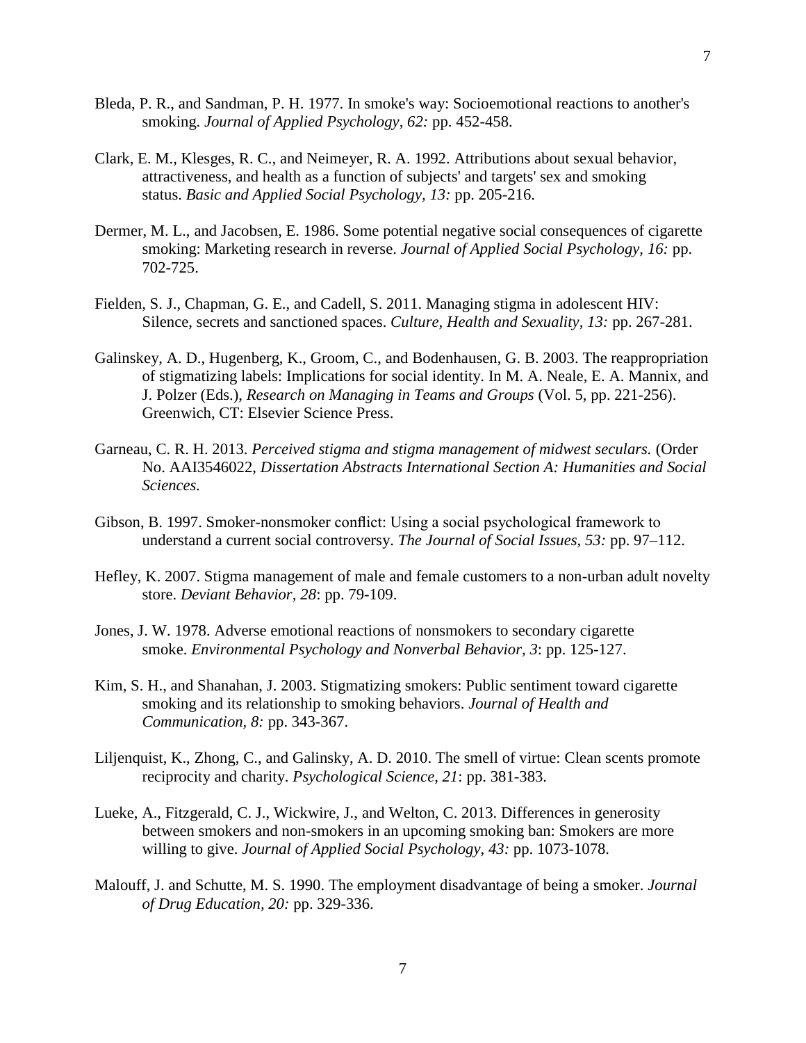Bleda, P. R., and Sandman, P. H. 1977. In smoke's way: Socioemotional reactions to another's smoking. *Journal of Applied Psychology, 62:* pp. 452-458.

Clark, E. M., Klesges, R. C., and Neimeyer, R. A. 1992. Attributions about sexual behavior, attractiveness, and health as a function of subjects' and targets' sex and smoking status. *Basic and Applied Social Psychology, 13:* pp. 205-216.

Dermer, M. L., and Jacobsen, E. 1986. Some potential negative social consequences of cigarette smoking: Marketing research in reverse. *Journal of Applied Social Psychology, 16:* pp. 702-725.

Fielden, S. J., Chapman, G. E., and Cadell, S. 2011. Managing stigma in adolescent HIV: Silence, secrets and sanctioned spaces. *Culture, Health and Sexuality, 13:* pp. 267-281.

Galinskey, A. D., Hugenberg, K., Groom, C., and Bodenhausen, G. B. 2003. The reappropriation of stigmatizing labels: Implications for social identity. In M. A. Neale, E. A. Mannix, and J. Polzer (Eds.), *Research on Managing in Teams and Groups* (Vol. 5, pp. 221-256). Greenwich, CT: Elsevier Science Press.

Garneau, C. R. H. 2013. *Perceived stigma and stigma management of midwest seculars.* (Order No. AAI3546022, *Dissertation Abstracts International Section A: Humanities and Social Sciences.*

Gibson, B. 1997. Smoker-nonsmoker conflict: Using a social psychological framework to understand a current social controversy. *The Journal of Social Issues, 53:* pp. 97–112.

Hefley, K. 2007. Stigma management of male and female customers to a non-urban adult novelty store. *Deviant Behavior, 28*: pp. 79-109.

Jones, J. W. 1978. Adverse emotional reactions of nonsmokers to secondary cigarette smoke. *Environmental Psychology and Nonverbal Behavior, 3*: pp. 125-127.

Kim, S. H., and Shanahan, J. 2003. Stigmatizing smokers: Public sentiment toward cigarette smoking and its relationship to smoking behaviors. *Journal of Health and Communication, 8:* pp. 343-367.

Liljenquist, K., Zhong, C., and Galinsky, A. D. 2010. The smell of virtue: Clean scents promote reciprocity and charity. *Psychological Science, 21*: pp. 381-383.

Lueke, A., Fitzgerald, C. J., Wickwire, J., and Welton, C. 2013. Differences in generosity between smokers and non-smokers in an upcoming smoking ban: Smokers are more willing to give. *Journal of Applied Social Psychology, 43:* pp. 1073-1078.

Malouff, J. and Schutte, M. S. 1990. The employment disadvantage of being a smoker. *Journal of Drug Education, 20:* pp. 329-336.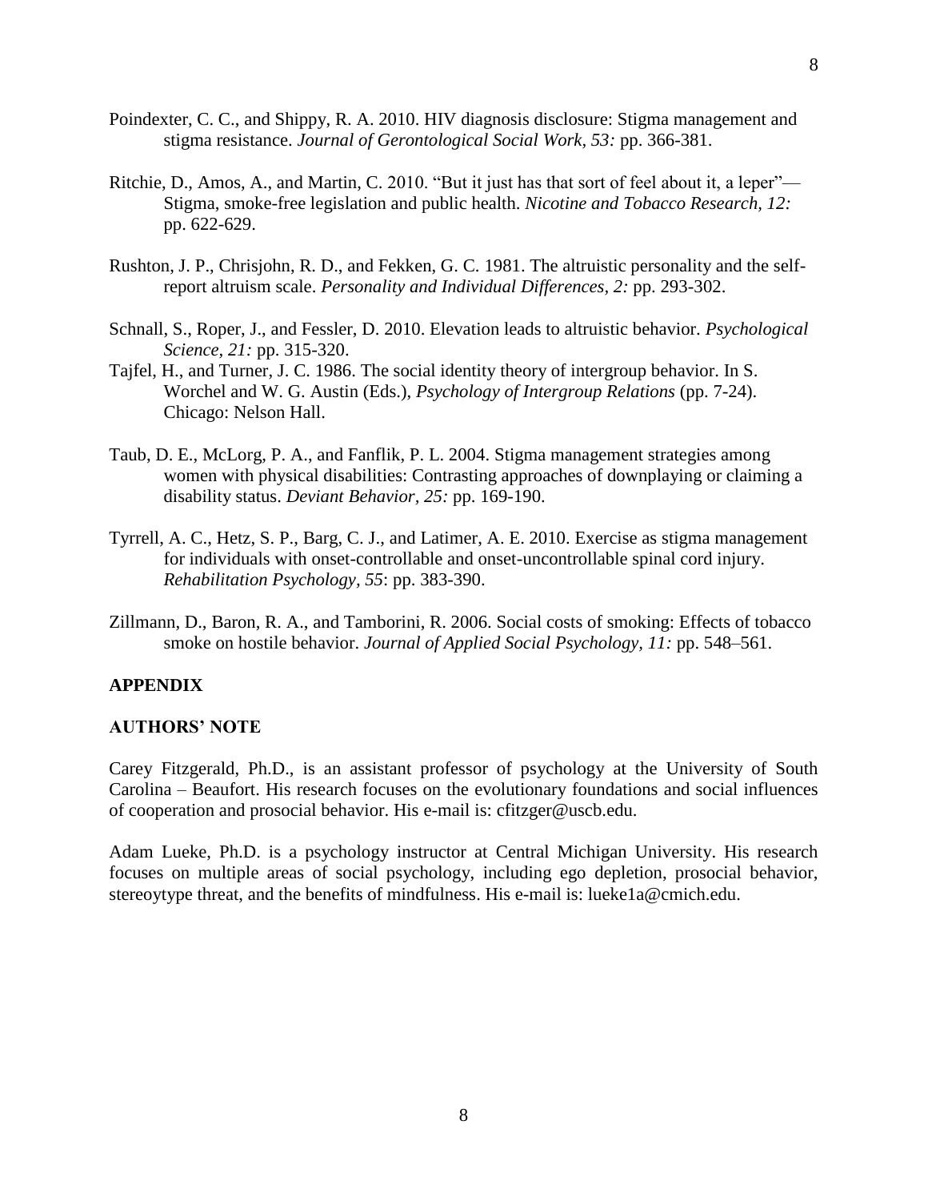Poindexter, C. C., and Shippy, R. A. 2010. HIV diagnosis disclosure: Stigma management and stigma resistance. *Journal of Gerontological Social Work, 53:* pp. 366-381.

Ritchie, D., Amos, A., and Martin, C. 2010. "But it just has that sort of feel about it, a leper"—Stigma, smoke-free legislation and public health. *Nicotine and Tobacco Research, 12:* pp. 622-629.

Rushton, J. P., Chrisjohn, R. D., and Fekken, G. C. 1981. The altruistic personality and the self-report altruism scale. *Personality and Individual Differences, 2:* pp. 293-302.

Schnall, S., Roper, J., and Fessler, D. 2010. Elevation leads to altruistic behavior. *Psychological Science, 21:* pp. 315-320.

Tajfel, H., and Turner, J. C. 1986. The social identity theory of intergroup behavior. In S. Worchel and W. G. Austin (Eds.), *Psychology of Intergroup Relations* (pp. 7-24). Chicago: Nelson Hall.

Taub, D. E., McLorg, P. A., and Fanflik, P. L. 2004. Stigma management strategies among women with physical disabilities: Contrasting approaches of downplaying or claiming a disability status. *Deviant Behavior, 25:* pp. 169-190.

Tyrrell, A. C., Hetz, S. P., Barg, C. J., and Latimer, A. E. 2010. Exercise as stigma management for individuals with onset-controllable and onset-uncontrollable spinal cord injury. *Rehabilitation Psychology, 55*: pp. 383-390.

Zillmann, D., Baron, R. A., and Tamborini, R. 2006. Social costs of smoking: Effects of tobacco smoke on hostile behavior. *Journal of Applied Social Psychology, 11:* pp. 548–561.

## APPENDIX

## AUTHORS' NOTE

Carey Fitzgerald, Ph.D., is an assistant professor of psychology at the University of South Carolina – Beaufort. His research focuses on the evolutionary foundations and social influences of cooperation and prosocial behavior. His e-mail is: cfitzger@uscb.edu.

Adam Lueke, Ph.D. is a psychology instructor at Central Michigan University. His research focuses on multiple areas of social psychology, including ego depletion, prosocial behavior, stereoytype threat, and the benefits of mindfulness. His e-mail is: lueke1a@cmich.edu.